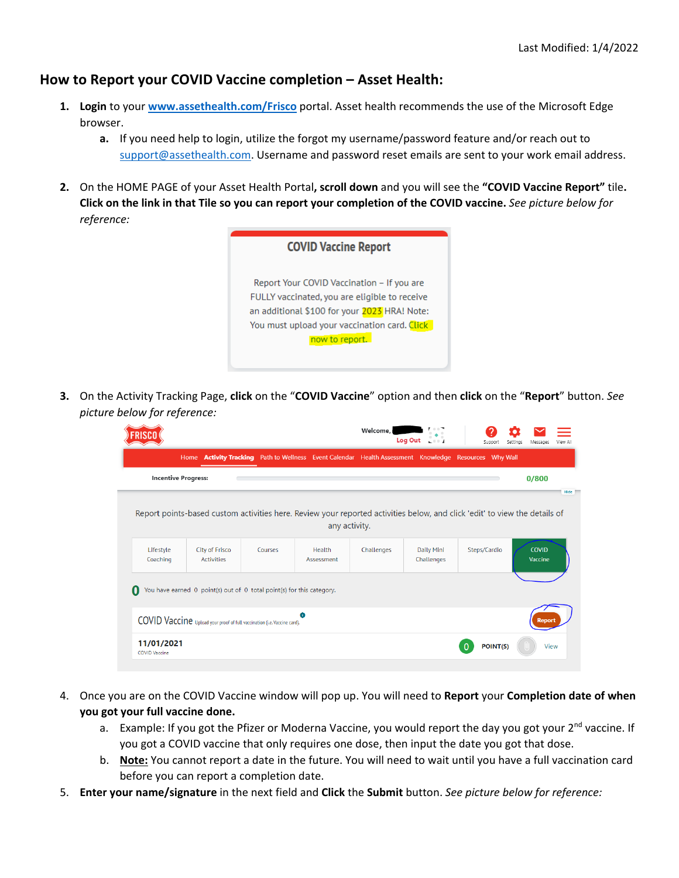Last Modified: 1/4/2022

## How to Report your COVID Vaccine completion – Asset Health:

1. **Login** to your **[www.assethealth.com/Frisco](http://www.assethealth.com/Frisco)** portal. Asset health recommends the use of the Microsoft Edge browser.
   a. If you need help to login, utilize the forgot my username/password feature and/or reach out to [support@assethealth.com](mailto:support@assethealth.com). Username and password reset emails are sent to your work email address.

2. On the HOME PAGE of your Asset Health Portal**, scroll down** and you will see the **"COVID Vaccine Report"** tile**. Click on the link in that Tile so you can report your completion of the COVID vaccine.** *See picture below for reference:*

3. On the Activity Tracking Page, **click** on the "**COVID Vaccine**" option and then **click** on the "**Report**" button. *See picture below for reference:*

4. Once you are on the COVID Vaccine window will pop up. You will need to **Report** your **Completion date of when you got your full vaccine done.**
   a. Example: If you got the Pfizer or Moderna Vaccine, you would report the day you got your 2nd vaccine. If you got a COVID vaccine that only requires one dose, then input the date you got that dose.
   b. **Note:** You cannot report a date in the future. You will need to wait until you have a full vaccination card before you can report a completion date.

5. **Enter your name/signature** in the next field and **Click** the **Submit** button. *See picture below for reference:*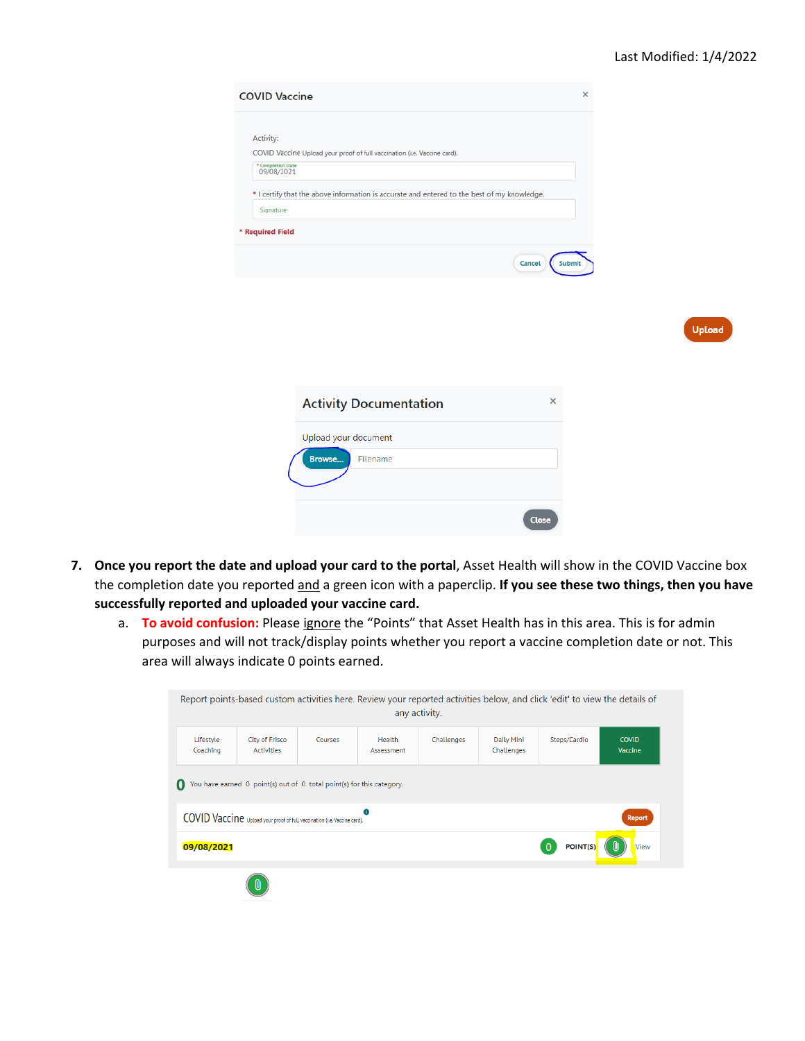COVID Vaccine

Activity:

COVID Vaccine Upload your proof of full vaccination (i.e. Vaccine card).

* Completion Date
09/08/2021

* I certify that the above information is accurate and entered to the best of my knowledge.

Signature

* Required Field

Cancel Submit

Upload

Activity Documentation

Upload your document

Browse... Filename

Close

7. **Once you report the date and upload your card to the portal**, Asset Health will show in the COVID Vaccine box the completion date you reported and a green icon with a paperclip. **If you see these two things, then you have successfully reported and uploaded your vaccine card.**
   a. **To avoid confusion:** Please ignore the "Points" that Asset Health has in this area. This is for admin purposes and will not track/display points whether you report a vaccine completion date or not. This area will always indicate 0 points earned.

Report points-based custom activities here. Review your reported activities below, and click 'edit' to view the details of any activity.

| Lifestyle Coaching | City of Frisco Activities | Courses | Health Assessment | Challenges | Daily Mini Challenges | Steps/Cardio | COVID Vaccine |
| --- | --- | --- | --- | --- | --- | --- | --- |

0 You have earned 0 point(s) out of 0 total point(s) for this category.

COVID Vaccine Upload your proof of full vaccination (i.e. Vaccine card). Report

09/08/2021 0 POINT(S) View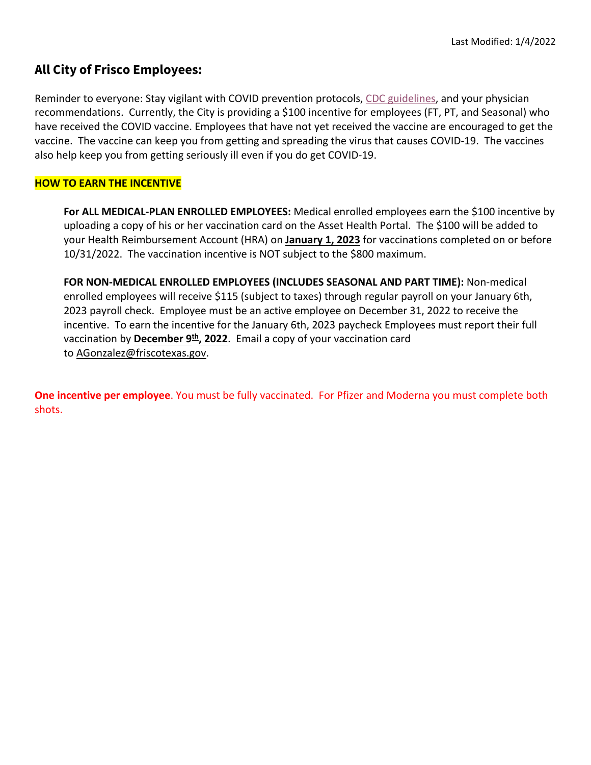Last Modified: 1/4/2022

## All City of Frisco Employees:

Reminder to everyone: Stay vigilant with COVID prevention protocols, CDC guidelines, and your physician recommendations. Currently, the City is providing a $100 incentive for employees (FT, PT, and Seasonal) who have received the COVID vaccine. Employees that have not yet received the vaccine are encouraged to get the vaccine. The vaccine can keep you from getting and spreading the virus that causes COVID-19. The vaccines also help keep you from getting seriously ill even if you do get COVID-19.

**HOW TO EARN THE INCENTIVE**

**For ALL MEDICAL-PLAN ENROLLED EMPLOYEES:** Medical enrolled employees earn the $100 incentive by uploading a copy of his or her vaccination card on the Asset Health Portal. The $100 will be added to your Health Reimbursement Account (HRA) on **January 1, 2023** for vaccinations completed on or before 10/31/2022. The vaccination incentive is NOT subject to the $800 maximum.

**FOR NON-MEDICAL ENROLLED EMPLOYEES (INCLUDES SEASONAL AND PART TIME):** Non-medical enrolled employees will receive $115 (subject to taxes) through regular payroll on your January 6th, 2023 payroll check. Employee must be an active employee on December 31, 2022 to receive the incentive. To earn the incentive for the January 6th, 2023 paycheck Employees must report their full vaccination by **December 9th, 2022**. Email a copy of your vaccination card to AGonzalez@friscotexas.gov.

**One incentive per employee**. You must be fully vaccinated. For Pfizer and Moderna you must complete both shots.